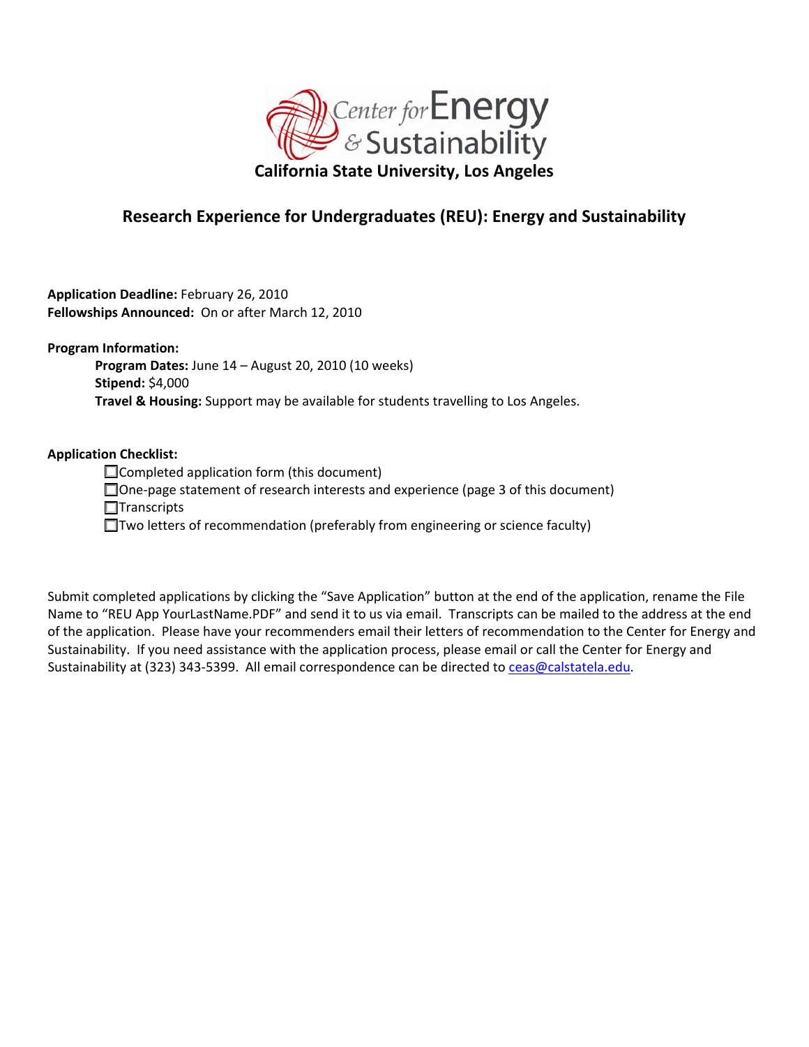# Center for Energy & Sustainability

**California State University, Los Angeles**

## Research Experience for Undergraduates (REU): Energy and Sustainability

**Application Deadline:** February 26, 2010
**Fellowships Announced:** On or after March 12, 2010

**Program Information:**

- **Program Dates:** June 14 – August 20, 2010 (10 weeks)
- **Stipend:** $4,000
- **Travel & Housing:** Support may be available for students travelling to Los Angeles.

**Application Checklist:**

- ☐ Completed application form (this document)
- ☐ One-page statement of research interests and experience (page 3 of this document)
- ☐ Transcripts
- ☐ Two letters of recommendation (preferably from engineering or science faculty)

Submit completed applications by clicking the "Save Application" button at the end of the application, rename the File Name to "REU App YourLastName.PDF" and send it to us via email. Transcripts can be mailed to the address at the end of the application. Please have your recommenders email their letters of recommendation to the Center for Energy and Sustainability. If you need assistance with the application process, please email or call the Center for Energy and Sustainability at (323) 343-5399. All email correspondence can be directed to ceas@calstatela.edu.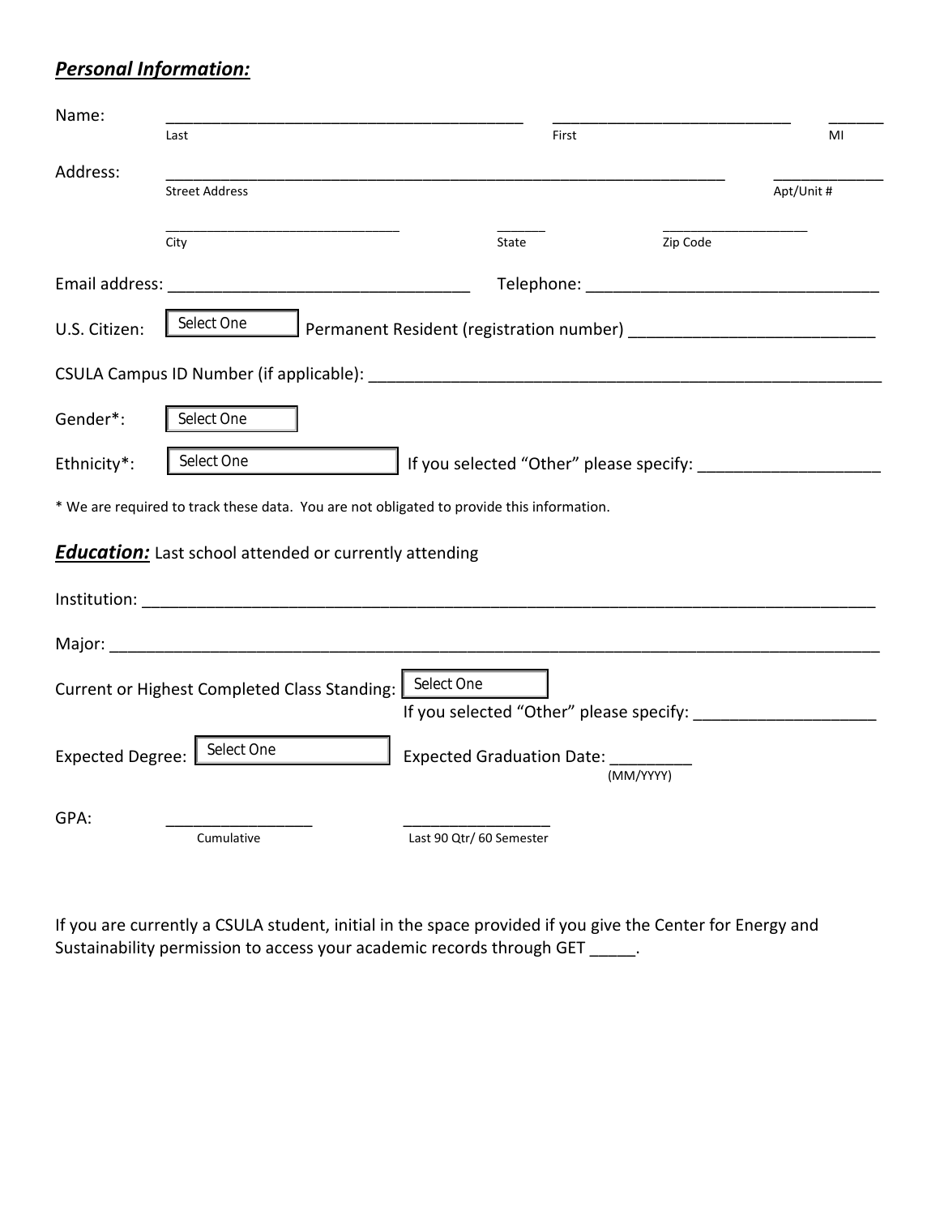## ***Personal Information:***

Name: \_\_\_\_\_\_\_\_\_\_\_\_\_\_\_\_\_\_\_\_\_\_\_\_\_\_\_\_\_\_\_\_\_\_\_\_\_\_\_ \_\_\_\_\_\_\_\_\_\_\_\_\_\_\_\_\_\_\_\_\_\_\_\_\_\_ \_\_\_\_\_\_
Last First MI

Address: \_\_\_\_\_\_\_\_\_\_\_\_\_\_\_\_\_\_\_\_\_\_\_\_\_\_\_\_\_\_\_\_\_\_\_\_\_\_\_\_\_\_\_\_\_\_\_\_\_\_\_\_\_\_\_\_\_\_\_\_\_ \_\_\_\_\_\_\_\_\_\_\_\_
Street Address Apt/Unit #

\_\_\_\_\_\_\_\_\_\_\_\_\_\_\_\_\_\_\_\_\_\_\_\_\_\_\_\_\_\_ \_\_\_\_\_\_ \_\_\_\_\_\_\_\_\_\_\_\_\_\_\_\_\_\_
City State Zip Code

Email address: \_\_\_\_\_\_\_\_\_\_\_\_\_\_\_\_\_\_\_\_\_\_\_\_\_\_\_\_\_\_\_\_\_ Telephone: \_\_\_\_\_\_\_\_\_\_\_\_\_\_\_\_\_\_\_\_\_\_\_\_\_\_\_\_\_\_\_\_\_

U.S. Citizen: [Select One] Permanent Resident (registration number) \_\_\_\_\_\_\_\_\_\_\_\_\_\_\_\_\_\_\_\_\_\_\_\_\_\_\_

CSULA Campus ID Number (if applicable): \_\_\_\_\_\_\_\_\_\_\_\_\_\_\_\_\_\_\_\_\_\_\_\_\_\_\_\_\_\_\_\_\_\_\_\_\_\_\_\_\_\_\_\_\_\_\_\_\_\_\_\_\_\_\_\_

Gender*: [Select One]

Ethnicity*: [Select One] If you selected "Other" please specify: \_\_\_\_\_\_\_\_\_\_\_\_\_\_\_\_\_\_\_\_

\* We are required to track these data. You are not obligated to provide this information.

## ***Education:*** Last school attended or currently attending

Institution: \_\_\_\_\_\_\_\_\_\_\_\_\_\_\_\_\_\_\_\_\_\_\_\_\_\_\_\_\_\_\_\_\_\_\_\_\_\_\_\_\_\_\_\_\_\_\_\_\_\_\_\_\_\_\_\_\_\_\_\_\_\_\_\_\_\_\_\_\_\_\_\_\_\_\_\_\_\_\_

Major: \_\_\_\_\_\_\_\_\_\_\_\_\_\_\_\_\_\_\_\_\_\_\_\_\_\_\_\_\_\_\_\_\_\_\_\_\_\_\_\_\_\_\_\_\_\_\_\_\_\_\_\_\_\_\_\_\_\_\_\_\_\_\_\_\_\_\_\_\_\_\_\_\_\_\_\_\_\_\_\_\_\_\_

Current or Highest Completed Class Standing: [Select One]
If you selected "Other" please specify: \_\_\_\_\_\_\_\_\_\_\_\_\_\_\_\_\_\_\_\_

Expected Degree: [Select One] Expected Graduation Date: \_\_\_\_\_\_\_\_\_
(MM/YYYY)

GPA: \_\_\_\_\_\_\_\_\_\_\_\_\_\_\_\_ \_\_\_\_\_\_\_\_\_\_\_\_\_\_\_\_
Cumulative Last 90 Qtr/ 60 Semester

If you are currently a CSULA student, initial in the space provided if you give the Center for Energy and Sustainability permission to access your academic records through GET \_\_\_\_\_.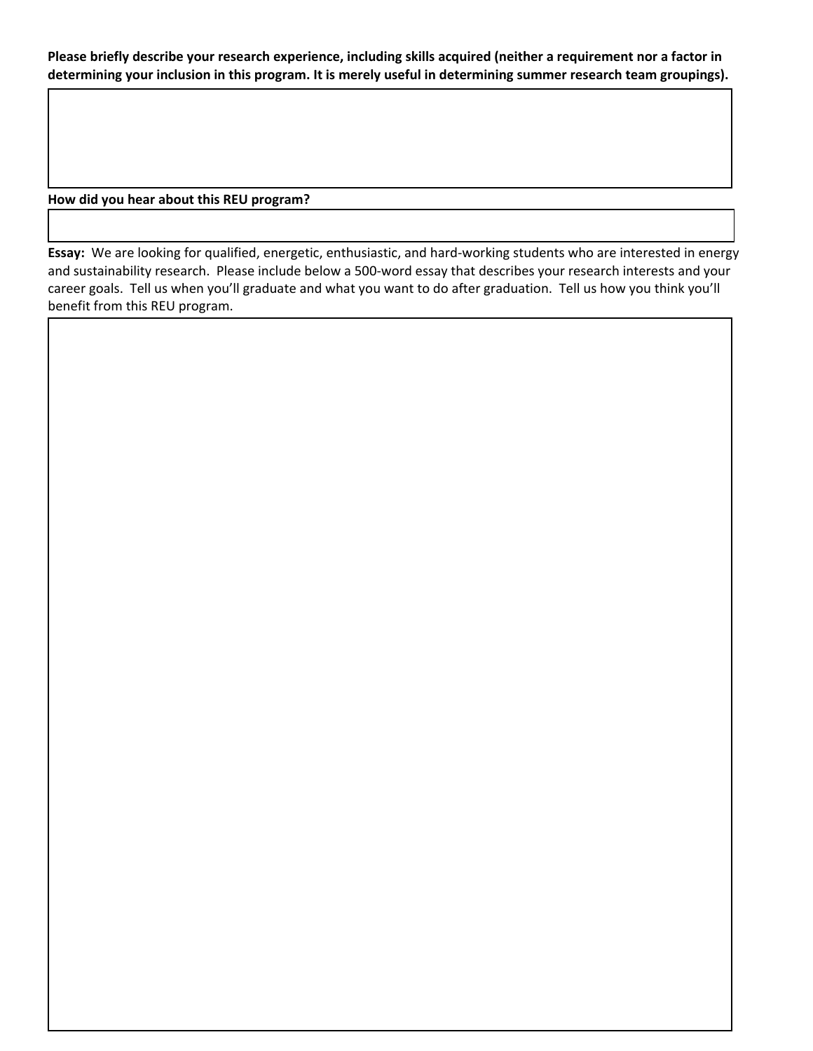**Please briefly describe your research experience, including skills acquired (neither a requirement nor a factor in determining your inclusion in this program. It is merely useful in determining summer research team groupings).**

**How did you hear about this REU program?**

**Essay:** We are looking for qualified, energetic, enthusiastic, and hard-working students who are interested in energy and sustainability research. Please include below a 500-word essay that describes your research interests and your career goals. Tell us when you'll graduate and what you want to do after graduation. Tell us how you think you'll benefit from this REU program.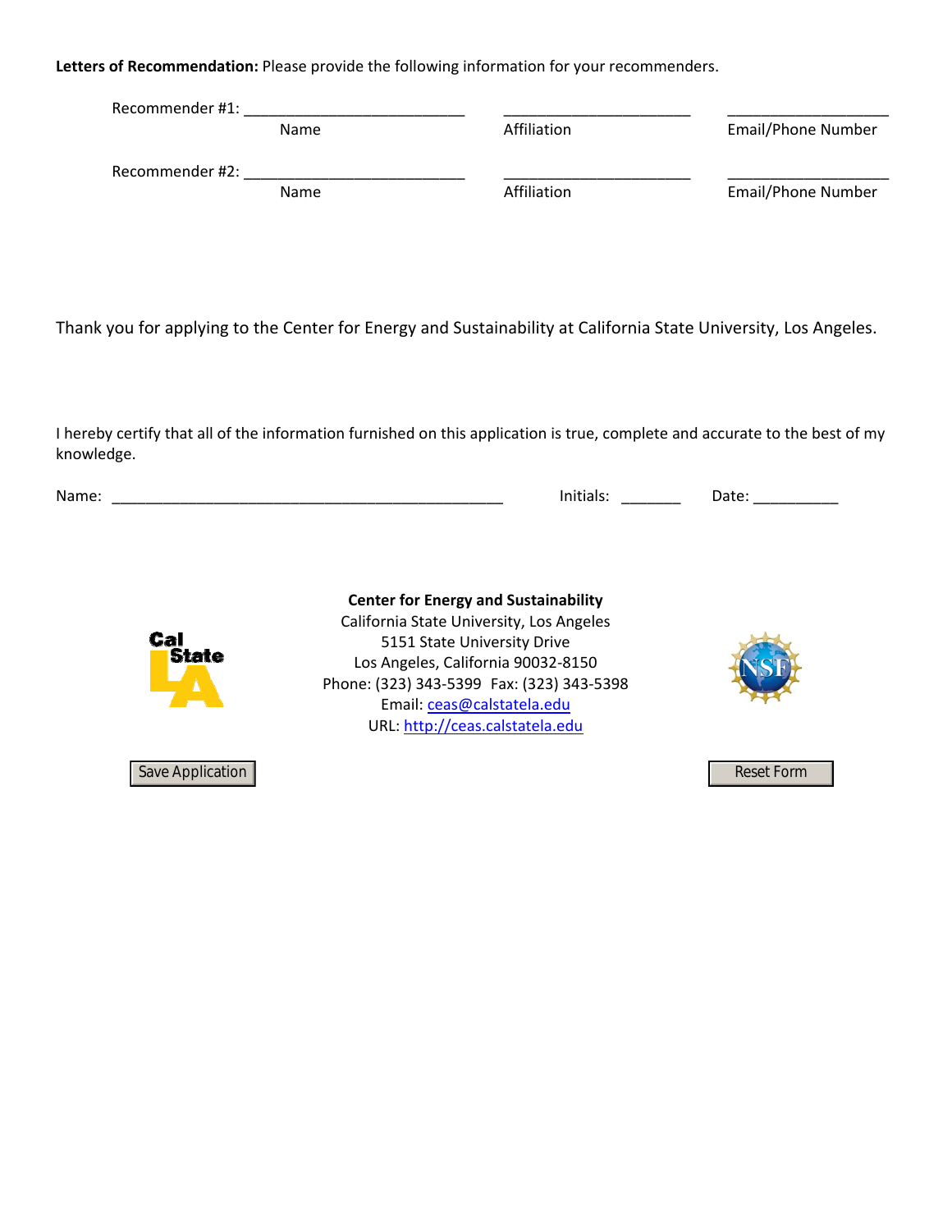**Letters of Recommendation:** Please provide the following information for your recommenders.

Recommender #1: ___________________________ ______________________ ___________________

Name | Affiliation | Email/Phone Number

Recommender #2: ___________________________ ______________________ ___________________

Name | Affiliation | Email/Phone Number

Thank you for applying to the Center for Energy and Sustainability at California State University, Los Angeles.

I hereby certify that all of the information furnished on this application is true, complete and accurate to the best of my knowledge.

Name: ________________________________________________ Initials: _______ Date: __________

**Center for Energy and Sustainability**
California State University, Los Angeles
5151 State University Drive
Los Angeles, California 90032-8150
Phone: (323) 343-5399 Fax: (323) 343-5398
Email: ceas@calstatela.edu
URL: http://ceas.calstatela.edu

Save Application

Reset Form